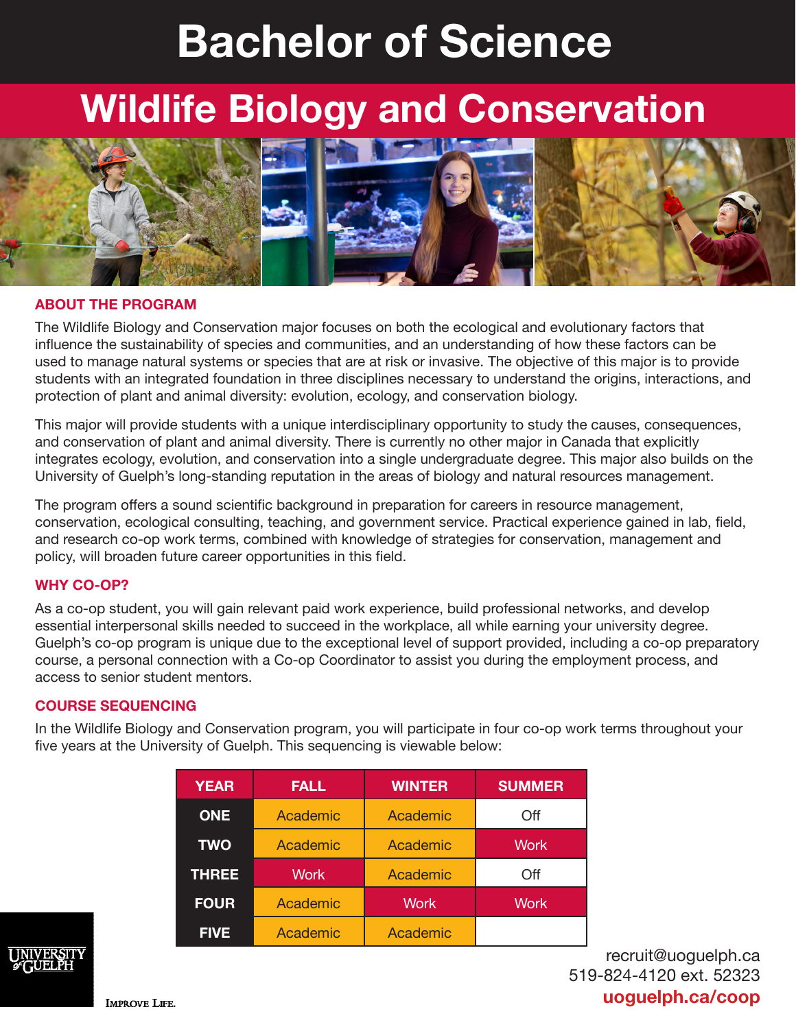# Bachelor of Science

## Wildlife Biology and Conservation

### ABOUT THE PROGRAM

The Wildlife Biology and Conservation major focuses on both the ecological and evolutionary factors that influence the sustainability of species and communities, and an understanding of how these factors can be used to manage natural systems or species that are at risk or invasive. The objective of this major is to provide students with an integrated foundation in three disciplines necessary to understand the origins, interactions, and protection of plant and animal diversity: evolution, ecology, and conservation biology.

This major will provide students with a unique interdisciplinary opportunity to study the causes, consequences, and conservation of plant and animal diversity. There is currently no other major in Canada that explicitly integrates ecology, evolution, and conservation into a single undergraduate degree. This major also builds on the University of Guelph's long-standing reputation in the areas of biology and natural resources management.

The program offers a sound scientific background in preparation for careers in resource management, conservation, ecological consulting, teaching, and government service. Practical experience gained in lab, field, and research co-op work terms, combined with knowledge of strategies for conservation, management and policy, will broaden future career opportunities in this field.

### WHY CO-OP?

As a co-op student, you will gain relevant paid work experience, build professional networks, and develop essential interpersonal skills needed to succeed in the workplace, all while earning your university degree. Guelph's co-op program is unique due to the exceptional level of support provided, including a co-op preparatory course, a personal connection with a Co-op Coordinator to assist you during the employment process, and access to senior student mentors.

### COURSE SEQUENCING

In the Wildlife Biology and Conservation program, you will participate in four co-op work terms throughout your five years at the University of Guelph. This sequencing is viewable below:

| YEAR | FALL | WINTER | SUMMER |
|---|---|---|---|
| ONE | Academic | Academic | Off |
| TWO | Academic | Academic | Work |
| THREE | Work | Academic | Off |
| FOUR | Academic | Work | Work |
| FIVE | Academic | Academic | |

UNIVERSITY of GUELPH

IMPROVE LIFE.

recruit@uoguelph.ca
519-824-4120 ext. 52323
**uoguelph.ca/coop**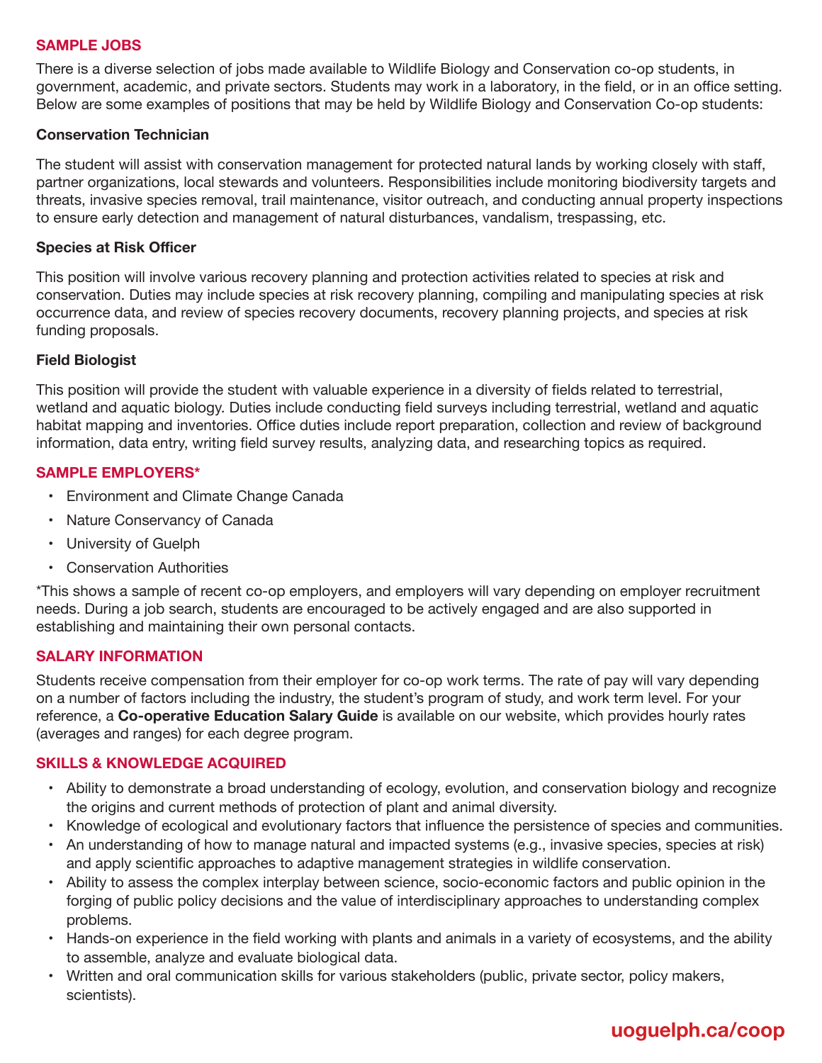## SAMPLE JOBS

There is a diverse selection of jobs made available to Wildlife Biology and Conservation co-op students, in government, academic, and private sectors. Students may work in a laboratory, in the field, or in an office setting. Below are some examples of positions that may be held by Wildlife Biology and Conservation Co-op students:

### Conservation Technician

The student will assist with conservation management for protected natural lands by working closely with staff, partner organizations, local stewards and volunteers. Responsibilities include monitoring biodiversity targets and threats, invasive species removal, trail maintenance, visitor outreach, and conducting annual property inspections to ensure early detection and management of natural disturbances, vandalism, trespassing, etc.

### Species at Risk Officer

This position will involve various recovery planning and protection activities related to species at risk and conservation. Duties may include species at risk recovery planning, compiling and manipulating species at risk occurrence data, and review of species recovery documents, recovery planning projects, and species at risk funding proposals.

### Field Biologist

This position will provide the student with valuable experience in a diversity of fields related to terrestrial, wetland and aquatic biology. Duties include conducting field surveys including terrestrial, wetland and aquatic habitat mapping and inventories. Office duties include report preparation, collection and review of background information, data entry, writing field survey results, analyzing data, and researching topics as required.

## SAMPLE EMPLOYERS*

- Environment and Climate Change Canada
- Nature Conservancy of Canada
- University of Guelph
- Conservation Authorities

*This shows a sample of recent co-op employers, and employers will vary depending on employer recruitment needs. During a job search, students are encouraged to be actively engaged and are also supported in establishing and maintaining their own personal contacts.

## SALARY INFORMATION

Students receive compensation from their employer for co-op work terms. The rate of pay will vary depending on a number of factors including the industry, the student's program of study, and work term level. For your reference, a **Co-operative Education Salary Guide** is available on our website, which provides hourly rates (averages and ranges) for each degree program.

## SKILLS & KNOWLEDGE ACQUIRED

- Ability to demonstrate a broad understanding of ecology, evolution, and conservation biology and recognize the origins and current methods of protection of plant and animal diversity.
- Knowledge of ecological and evolutionary factors that influence the persistence of species and communities.
- An understanding of how to manage natural and impacted systems (e.g., invasive species, species at risk) and apply scientific approaches to adaptive management strategies in wildlife conservation.
- Ability to assess the complex interplay between science, socio-economic factors and public opinion in the forging of public policy decisions and the value of interdisciplinary approaches to understanding complex problems.
- Hands-on experience in the field working with plants and animals in a variety of ecosystems, and the ability to assemble, analyze and evaluate biological data.
- Written and oral communication skills for various stakeholders (public, private sector, policy makers, scientists).

**uoguelph.ca/coop**